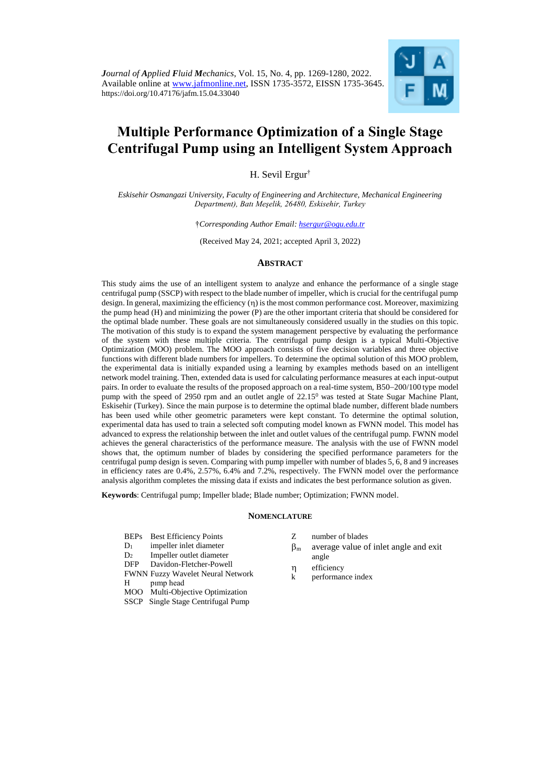*Journal of Applied Fluid Mechanics*, Vol. 15, No. 4, pp. 1269-1280, 2022.
Available online at www.jafmonline.net, ISSN 1735-3572, EISSN 1735-3645.
https://doi.org/10.47176/jafm.15.04.33040

# Multiple Performance Optimization of a Single Stage Centrifugal Pump using an Intelligent System Approach

H. Sevil Ergur[†]

*Eskisehir Osmangazi University, Faculty of Engineering and Architecture, Mechanical Engineering Department), Batı Meşelik, 26480, Eskisehir, Turkey*

†*Corresponding Author Email: hsergur@ogu.edu.tr*

(Received May 24, 2021; accepted April 3, 2022)

## ABSTRACT

This study aims the use of an intelligent system to analyze and enhance the performance of a single stage centrifugal pump (SSCP) with respect to the blade number of impeller, which is crucial for the centrifugal pump design. In general, maximizing the efficiency (η) is the most common performance cost. Moreover, maximizing the pump head (H) and minimizing the power (P) are the other important criteria that should be considered for the optimal blade number. These goals are not simultaneously considered usually in the studies on this topic. The motivation of this study is to expand the system management perspective by evaluating the performance of the system with these multiple criteria. The centrifugal pump design is a typical Multi-Objective Optimization (MOO) problem. The MOO approach consists of five decision variables and three objective functions with different blade numbers for impellers. To determine the optimal solution of this MOO problem, the experimental data is initially expanded using a learning by examples methods based on an intelligent network model training. Then, extended data is used for calculating performance measures at each input-output pairs. In order to evaluate the results of the proposed approach on a real-time system, B50–200/100 type model pump with the speed of 2950 rpm and an outlet angle of 22.15$^0$ was tested at State Sugar Machine Plant, Eskisehir (Turkey). Since the main purpose is to determine the optimal blade number, different blade numbers has been used while other geometric parameters were kept constant. To determine the optimal solution, experimental data has used to train a selected soft computing model known as FWNN model. This model has advanced to express the relationship between the inlet and outlet values of the centrifugal pump. FWNN model achieves the general characteristics of the performance measure. The analysis with the use of FWNN model shows that, the optimum number of blades by considering the specified performance parameters for the centrifugal pump design is seven. Comparing with pump impeller with number of blades 5, 6, 8 and 9 increases in efficiency rates are 0.4%, 2.57%, 6.4% and 7.2%, respectively. The FWNN model over the performance analysis algorithm completes the missing data if exists and indicates the best performance solution as given.

**Keywords**: Centrifugal pump; Impeller blade; Blade number; Optimization; FWNN model.

## NOMENCLATURE

| | |
|---|---|
| BEPs | Best Efficiency Points |
| $D_1$ | impeller inlet diameter |
| $D_2$ | Impeller outlet diameter |
| DFP | Davidon-Fletcher-Powell |
| FWNN | Fuzzy Wavelet Neural Network |
| H | pımp head |
| MOO | Multi-Objective Optimization |
| SSCP | Single Stage Centrifugal Pump |
| Z | number of blades |
| $\beta_m$ | average value of inlet angle and exit angle |
| η | efficiency |
| k | performance index |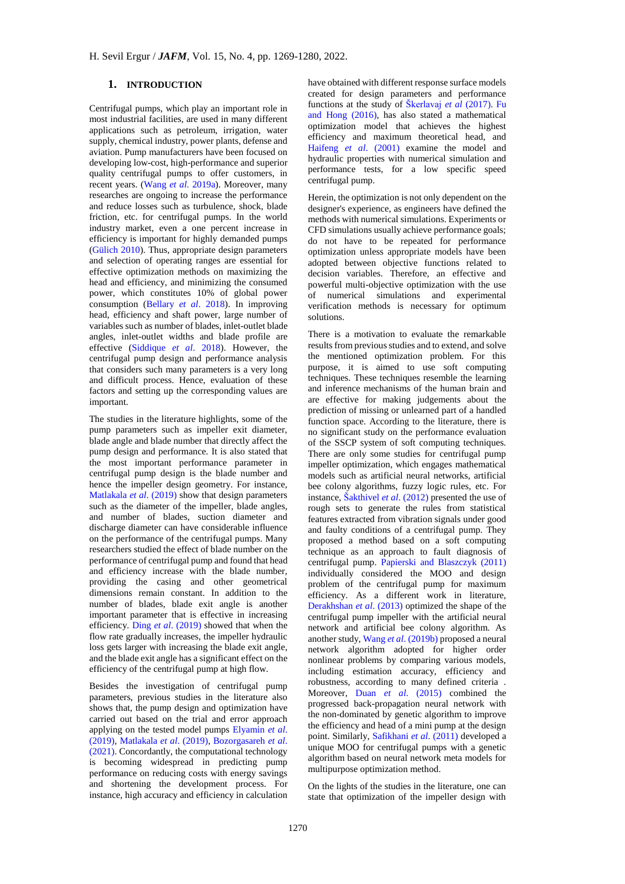## 1. INTRODUCTION

Centrifugal pumps, which play an important role in most industrial facilities, are used in many different applications such as petroleum, irrigation, water supply, chemical industry, power plants, defense and aviation. Pump manufacturers have been focused on developing low-cost, high-performance and superior quality centrifugal pumps to offer customers, in recent years. (Wang *et al.* 2019a). Moreover, many researches are ongoing to increase the performance and reduce losses such as turbulence, shock, blade friction, etc. for centrifugal pumps. In the world industry market, even a one percent increase in efficiency is important for highly demanded pumps (Gülich 2010). Thus, appropriate design parameters and selection of operating ranges are essential for effective optimization methods on maximizing the head and efficiency, and minimizing the consumed power, which constitutes 10% of global power consumption (Bellary *et al*. 2018). In improving head, efficiency and shaft power, large number of variables such as number of blades, inlet-outlet blade angles, inlet-outlet widths and blade profile are effective (Siddique *et al*. 2018). However, the centrifugal pump design and performance analysis that considers such many parameters is a very long and difficult process. Hence, evaluation of these factors and setting up the corresponding values are important.

The studies in the literature highlights, some of the pump parameters such as impeller exit diameter, blade angle and blade number that directly affect the pump design and performance. It is also stated that the most important performance parameter in centrifugal pump design is the blade number and hence the impeller design geometry. For instance, Matlakala *et al*. (2019) show that design parameters such as the diameter of the impeller, blade angles, and number of blades, suction diameter and discharge diameter can have considerable influence on the performance of the centrifugal pumps. Many researchers studied the effect of blade number on the performance of centrifugal pump and found that head and efficiency increase with the blade number, providing the casing and other geometrical dimensions remain constant. In addition to the number of blades, blade exit angle is another important parameter that is effective in increasing efficiency. Ding *et al*. (2019) showed that when the flow rate gradually increases, the impeller hydraulic loss gets larger with increasing the blade exit angle, and the blade exit angle has a significant effect on the efficiency of the centrifugal pump at high flow.

Besides the investigation of centrifugal pump parameters, previous studies in the literature also shows that, the pump design and optimization have carried out based on the trial and error approach applying on the tested model pumps Elyamin *et al*. (2019), Matlakala *et al*. (2019), Bozorgasareh *et al*. (2021). Concordantly, the computational technology is becoming widespread in predicting pump performance on reducing costs with energy savings and shortening the development process. For instance, high accuracy and efficiency in calculation have obtained with different response surface models created for design parameters and performance functions at the study of Škerlavaj *et al* (2017). Fu and Hong (2016), has also stated a mathematical optimization model that achieves the highest efficiency and maximum theoretical head, and Haifeng *et al*. (2001) examine the model and hydraulic properties with numerical simulation and performance tests, for a low specific speed centrifugal pump.

Herein, the optimization is not only dependent on the designer's experience, as engineers have defined the methods with numerical simulations. Experiments or CFD simulations usually achieve performance goals; do not have to be repeated for performance optimization unless appropriate models have been adopted between objective functions related to decision variables. Therefore, an effective and powerful multi-objective optimization with the use of numerical simulations and experimental verification methods is necessary for optimum solutions.

There is a motivation to evaluate the remarkable results from previous studies and to extend, and solve the mentioned optimization problem. For this purpose, it is aimed to use soft computing techniques. These techniques resemble the learning and inference mechanisms of the human brain and are effective for making judgements about the prediction of missing or unlearned part of a handled function space. According to the literature, there is no significant study on the performance evaluation of the SSCP system of soft computing techniques. There are only some studies for centrifugal pump impeller optimization, which engages mathematical models such as artificial neural networks, artificial bee colony algorithms, fuzzy logic rules, etc. For instance, Šakthivel *et al*. (2012) presented the use of rough sets to generate the rules from statistical features extracted from vibration signals under good and faulty conditions of a centrifugal pump. They proposed a method based on a soft computing technique as an approach to fault diagnosis of centrifugal pump. Papierski and Blaszczyk (2011) individually considered the MOO and design problem of the centrifugal pump for maximum efficiency. As a different work in literature, Derakhshan *et al*. (2013) optimized the shape of the centrifugal pump impeller with the artificial neural network and artificial bee colony algorithm. As another study, Wang *et al*. (2019b) proposed a neural network algorithm adopted for higher order nonlinear problems by comparing various models, including estimation accuracy, efficiency and robustness, according to many defined criteria . Moreover, Duan *et al*. (2015) combined the progressed back-propagation neural network with the non-dominated by genetic algorithm to improve the efficiency and head of a mini pump at the design point. Similarly, Safikhani *et al*. (2011) developed a unique MOO for centrifugal pumps with a genetic algorithm based on neural network meta models for multipurpose optimization method.

On the lights of the studies in the literature, one can state that optimization of the impeller design with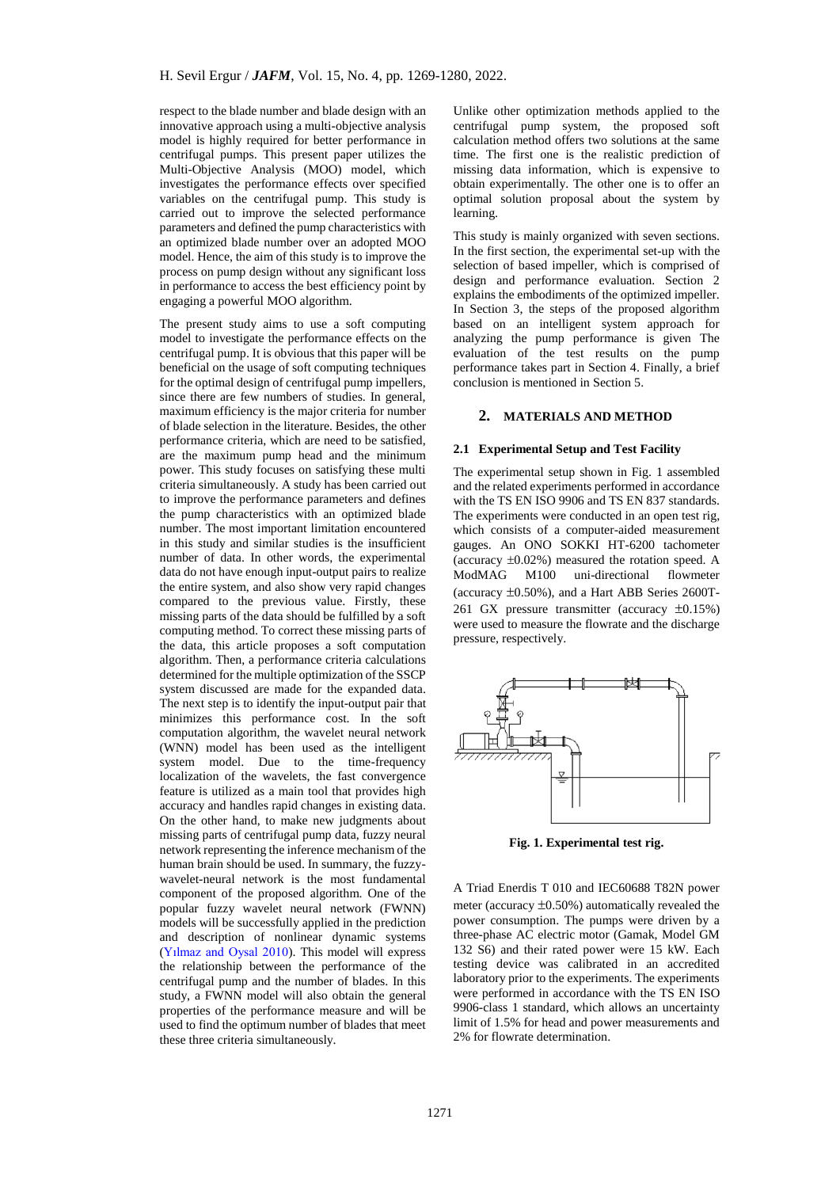respect to the blade number and blade design with an innovative approach using a multi-objective analysis model is highly required for better performance in centrifugal pumps. This present paper utilizes the Multi-Objective Analysis (MOO) model, which investigates the performance effects over specified variables on the centrifugal pump. This study is carried out to improve the selected performance parameters and defined the pump characteristics with an optimized blade number over an adopted MOO model. Hence, the aim of this study is to improve the process on pump design without any significant loss in performance to access the best efficiency point by engaging a powerful MOO algorithm.

The present study aims to use a soft computing model to investigate the performance effects on the centrifugal pump. It is obvious that this paper will be beneficial on the usage of soft computing techniques for the optimal design of centrifugal pump impellers, since there are few numbers of studies. In general, maximum efficiency is the major criteria for number of blade selection in the literature. Besides, the other performance criteria, which are need to be satisfied, are the maximum pump head and the minimum power. This study focuses on satisfying these multi criteria simultaneously. A study has been carried out to improve the performance parameters and defines the pump characteristics with an optimized blade number. The most important limitation encountered in this study and similar studies is the insufficient number of data. In other words, the experimental data do not have enough input-output pairs to realize the entire system, and also show very rapid changes compared to the previous value. Firstly, these missing parts of the data should be fulfilled by a soft computing method. To correct these missing parts of the data, this article proposes a soft computation algorithm. Then, a performance criteria calculations determined for the multiple optimization of the SSCP system discussed are made for the expanded data. The next step is to identify the input-output pair that minimizes this performance cost. In the soft computation algorithm, the wavelet neural network (WNN) model has been used as the intelligent system model. Due to the time-frequency localization of the wavelets, the fast convergence feature is utilized as a main tool that provides high accuracy and handles rapid changes in existing data. On the other hand, to make new judgments about missing parts of centrifugal pump data, fuzzy neural network representing the inference mechanism of the human brain should be used. In summary, the fuzzy-wavelet-neural network is the most fundamental component of the proposed algorithm. One of the popular fuzzy wavelet neural network (FWNN) models will be successfully applied in the prediction and description of nonlinear dynamic systems (Yılmaz and Oysal 2010). This model will express the relationship between the performance of the centrifugal pump and the number of blades. In this study, a FWNN model will also obtain the general properties of the performance measure and will be used to find the optimum number of blades that meet these three criteria simultaneously.

Unlike other optimization methods applied to the centrifugal pump system, the proposed soft calculation method offers two solutions at the same time. The first one is the realistic prediction of missing data information, which is expensive to obtain experimentally. The other one is to offer an optimal solution proposal about the system by learning.

This study is mainly organized with seven sections. In the first section, the experimental set-up with the selection of based impeller, which is comprised of design and performance evaluation. Section 2 explains the embodiments of the optimized impeller. In Section 3, the steps of the proposed algorithm based on an intelligent system approach for analyzing the pump performance is given The evaluation of the test results on the pump performance takes part in Section 4. Finally, a brief conclusion is mentioned in Section 5.

## 2. MATERIALS AND METHOD

### 2.1 Experimental Setup and Test Facility

The experimental setup shown in Fig. 1 assembled and the related experiments performed in accordance with the TS EN ISO 9906 and TS EN 837 standards. The experiments were conducted in an open test rig, which consists of a computer-aided measurement gauges. An ONO SOKKI HT-6200 tachometer (accuracy $\pm 0.02\%$) measured the rotation speed. A ModMAG M100 uni-directional flowmeter (accuracy $\pm 0.50\%$), and a Hart ABB Series 2600T-261 GX pressure transmitter (accuracy $\pm 0.15\%$) were used to measure the flowrate and the discharge pressure, respectively.

**Fig. 1. Experimental test rig.**

A Triad Enerdis T 010 and IEC60688 T82N power meter (accuracy $\pm 0.50\%$) automatically revealed the power consumption. The pumps were driven by a three-phase AC electric motor (Gamak, Model GM 132 S6) and their rated power were 15 kW. Each testing device was calibrated in an accredited laboratory prior to the experiments. The experiments were performed in accordance with the TS EN ISO 9906-class 1 standard, which allows an uncertainty limit of 1.5% for head and power measurements and 2% for flowrate determination.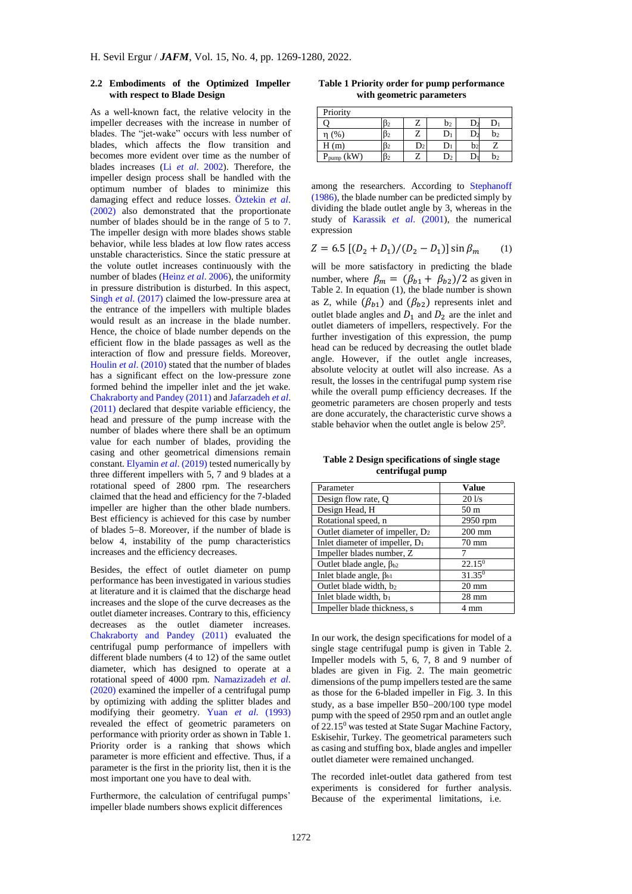### 2.2 Embodiments of the Optimized Impeller with respect to Blade Design

As a well-known fact, the relative velocity in the impeller decreases with the increase in number of blades. The "jet-wake" occurs with less number of blades, which affects the flow transition and becomes more evident over time as the number of blades increases (Li *et al*. 2002). Therefore, the impeller design process shall be handled with the optimum number of blades to minimize this damaging effect and reduce losses. Öztekin *et al*. (2002) also demonstrated that the proportionate number of blades should be in the range of 5 to 7. The impeller design with more blades shows stable behavior, while less blades at low flow rates access unstable characteristics. Since the static pressure at the volute outlet increases continuously with the number of blades (Heinz *et al*. 2006), the uniformity in pressure distribution is disturbed. In this aspect, Singh *et al*. (2017) claimed the low-pressure area at the entrance of the impellers with multiple blades would result as an increase in the blade number. Hence, the choice of blade number depends on the efficient flow in the blade passages as well as the interaction of flow and pressure fields. Moreover, Houlin *et al*. (2010) stated that the number of blades has a significant effect on the low-pressure zone formed behind the impeller inlet and the jet wake. Chakraborty and Pandey (2011) and Jafarzadeh *et al*. (2011) declared that despite variable efficiency, the head and pressure of the pump increase with the number of blades where there shall be an optimum value for each number of blades, providing the casing and other geometrical dimensions remain constant. Elyamin *et al*. (2019) tested numerically by three different impellers with 5, 7 and 9 blades at a rotational speed of 2800 rpm. The researchers claimed that the head and efficiency for the 7-bladed impeller are higher than the other blade numbers. Best efficiency is achieved for this case by number of blades 5–8. Moreover, if the number of blade is below 4, instability of the pump characteristics increases and the efficiency decreases.

Besides, the effect of outlet diameter on pump performance has been investigated in various studies at literature and it is claimed that the discharge head increases and the slope of the curve decreases as the outlet diameter increases. Contrary to this, efficiency decreases as the outlet diameter increases. Chakraborty and Pandey (2011) evaluated the centrifugal pump performance of impellers with different blade numbers (4 to 12) of the same outlet diameter, which has designed to operate at a rotational speed of 4000 rpm. Namazizadeh *et al*. (2020) examined the impeller of a centrifugal pump by optimizing with adding the splitter blades and modifying their geometry. Yuan *et al*. (1993) revealed the effect of geometric parameters on performance with priority order as shown in Table 1. Priority order is a ranking that shows which parameter is more efficient and effective. Thus, if a parameter is the first in the priority list, then it is the most important one you have to deal with.

Furthermore, the calculation of centrifugal pumps' impeller blade numbers shows explicit differences among the researchers. According to Stephanoff (1986), the blade number can be predicted simply by dividing the blade outlet angle by 3, whereas in the study of Karassik *et al*. (2001), the numerical expression

$$Z = 6.5\,[(D_2 + D_1)/(D_2 - D_1)]\sin\beta_m \qquad (1)$$

will be more satisfactory in predicting the blade number, where $\beta_m = (\beta_{b1} + \beta_{b2})/2$ as given in Table 2. In equation (1), the blade number is shown as Z, while $(\beta_{b1})$ and $(\beta_{b2})$ represents inlet and outlet blade angles and $D_1$ and $D_2$ are the inlet and outlet diameters of impellers, respectively. For the further investigation of this expression, the pump head can be reduced by decreasing the outlet blade angle. However, if the outlet angle increases, absolute velocity at outlet will also increase. As a result, the losses in the centrifugal pump system rise while the overall pump efficiency decreases. If the geometric parameters are chosen properly and tests are done accurately, the characteristic curve shows a stable behavior when the outlet angle is below 25$^0$.

**Table 1 Priority order for pump performance with geometric parameters**

| Priority | | | | | |
|---|---|---|---|---|---|
| Q | $\beta_2$ | Z | $b_2$ | $D_2$ | $D_1$ |
| η (%) | $\beta_2$ | Z | $D_1$ | $D_2$ | $b_2$ |
| H (m) | $\beta_2$ | $D_2$ | $D_1$ | $b_2$ | Z |
| $P_{pump}$ (kW) | $\beta_2$ | Z | $D_2$ | $D_1$ | $b_2$ |

**Table 2 Design specifications of single stage centrifugal pump**

| Parameter | Value |
|---|---|
| Design flow rate, Q | 20 l/s |
| Design Head, H | 50 m |
| Rotational speed, n | 2950 rpm |
| Outlet diameter of impeller, $D_2$ | 200 mm |
| Inlet diameter of impeller, $D_1$ | 70 mm |
| Impeller blades number, Z | 7 |
| Outlet blade angle, $\beta_{b2}$ | 22.15$^0$ |
| Inlet blade angle, $\beta_{b1}$ | 31.35$^0$ |
| Outlet blade width, $b_2$ | 20 mm |
| Inlet blade width, $b_1$ | 28 mm |
| Impeller blade thickness, s | 4 mm |

In our work, the design specifications for model of a single stage centrifugal pump is given in Table 2. Impeller models with 5, 6, 7, 8 and 9 number of blades are given in Fig. 2. The main geometric dimensions of the pump impellers tested are the same as those for the 6-bladed impeller in Fig. 3. In this study, as a base impeller B50−200/100 type model pump with the speed of 2950 rpm and an outlet angle of 22.15$^0$ was tested at State Sugar Machine Factory, Eskisehir, Turkey. The geometrical parameters such as casing and stuffing box, blade angles and impeller outlet diameter were remained unchanged.

The recorded inlet-outlet data gathered from test experiments is considered for further analysis. Because of the experimental limitations, i.e.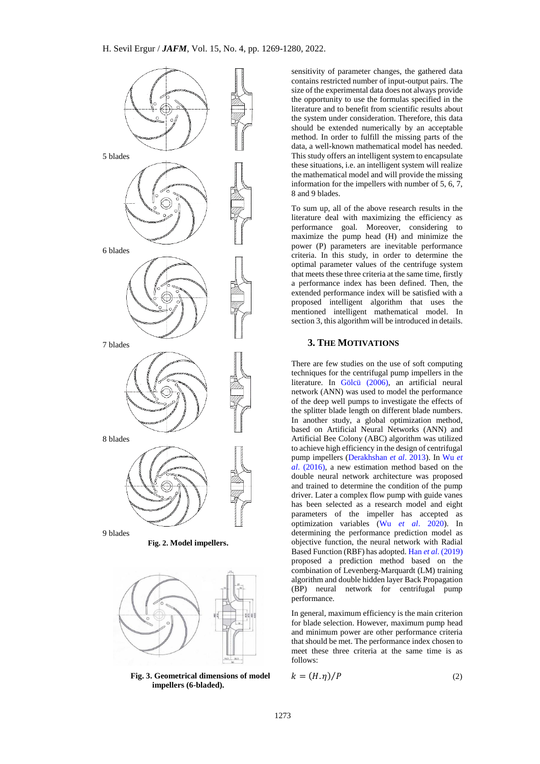5 blades

6 blades

7 blades

8 blades

9 blades

**Fig. 2. Model impellers.**

**Fig. 3. Geometrical dimensions of model impellers (6-bladed).**

sensitivity of parameter changes, the gathered data contains restricted number of input-output pairs. The size of the experimental data does not always provide the opportunity to use the formulas specified in the literature and to benefit from scientific results about the system under consideration. Therefore, this data should be extended numerically by an acceptable method. In order to fulfill the missing parts of the data, a well-known mathematical model has needed. This study offers an intelligent system to encapsulate these situations, i.e. an intelligent system will realize the mathematical model and will provide the missing information for the impellers with number of 5, 6, 7, 8 and 9 blades.

To sum up, all of the above research results in the literature deal with maximizing the efficiency as performance goal. Moreover, considering to maximize the pump head (H) and minimize the power (P) parameters are inevitable performance criteria. In this study, in order to determine the optimal parameter values of the centrifuge system that meets these three criteria at the same time, firstly a performance index has been defined. Then, the extended performance index will be satisfied with a proposed intelligent algorithm that uses the mentioned intelligent mathematical model. In section 3, this algorithm will be introduced in details.

## 3. THE MOTIVATIONS

There are few studies on the use of soft computing techniques for the centrifugal pump impellers in the literature. In Gölcü (2006), an artificial neural network (ANN) was used to model the performance of the deep well pumps to investigate the effects of the splitter blade length on different blade numbers. In another study, a global optimization method, based on Artificial Neural Networks (ANN) and Artificial Bee Colony (ABC) algorithm was utilized to achieve high efficiency in the design of centrifugal pump impellers (Derakhshan *et al*. 2013). In Wu *et al*. (2016), a new estimation method based on the double neural network architecture was proposed and trained to determine the condition of the pump driver. Later a complex flow pump with guide vanes has been selected as a research model and eight parameters of the impeller has accepted as optimization variables (Wu *et al*. 2020). In determining the performance prediction model as objective function, the neural network with Radial Based Function (RBF) has adopted. Han *et al*. (2019) proposed a prediction method based on the combination of Levenberg-Marquardt (LM) training algorithm and double hidden layer Back Propagation (BP) neural network for centrifugal pump performance.

In general, maximum efficiency is the main criterion for blade selection. However, maximum pump head and minimum power are other performance criteria that should be met. The performance index chosen to meet these three criteria at the same time is as follows:

$$k = (H.\eta)/P \tag{2}$$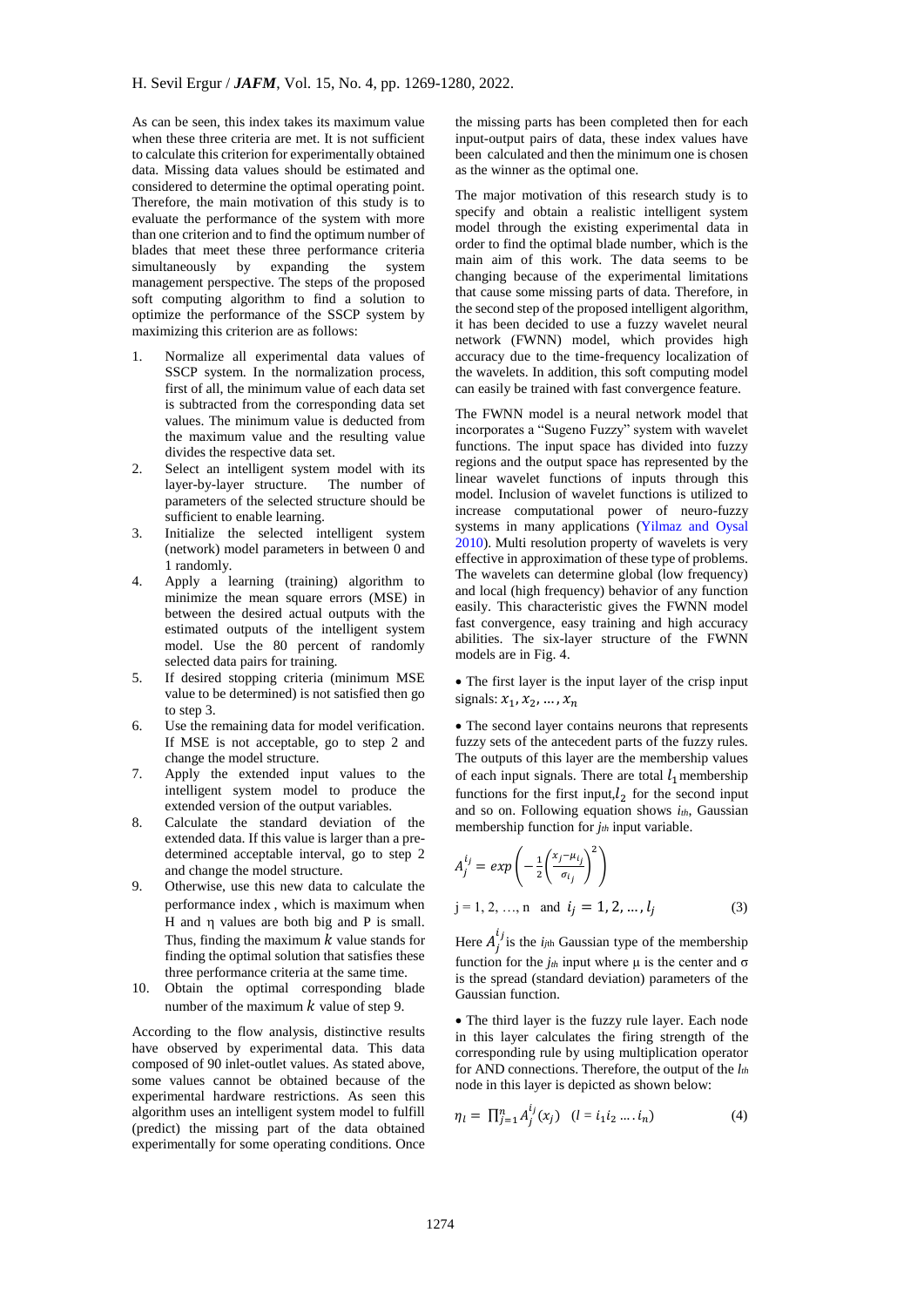As can be seen, this index takes its maximum value when these three criteria are met. It is not sufficient to calculate this criterion for experimentally obtained data. Missing data values should be estimated and considered to determine the optimal operating point. Therefore, the main motivation of this study is to evaluate the performance of the system with more than one criterion and to find the optimum number of blades that meet these three performance criteria simultaneously by expanding the system management perspective. The steps of the proposed soft computing algorithm to find a solution to optimize the performance of the SSCP system by maximizing this criterion are as follows:

1. Normalize all experimental data values of SSCP system. In the normalization process, first of all, the minimum value of each data set is subtracted from the corresponding data set values. The minimum value is deducted from the maximum value and the resulting value divides the respective data set.
2. Select an intelligent system model with its layer-by-layer structure. The number of parameters of the selected structure should be sufficient to enable learning.
3. Initialize the selected intelligent system (network) model parameters in between 0 and 1 randomly.
4. Apply a learning (training) algorithm to minimize the mean square errors (MSE) in between the desired actual outputs with the estimated outputs of the intelligent system model. Use the 80 percent of randomly selected data pairs for training.
5. If desired stopping criteria (minimum MSE value to be determined) is not satisfied then go to step 3.
6. Use the remaining data for model verification. If MSE is not acceptable, go to step 2 and change the model structure.
7. Apply the extended input values to the intelligent system model to produce the extended version of the output variables.
8. Calculate the standard deviation of the extended data. If this value is larger than a pre-determined acceptable interval, go to step 2 and change the model structure.
9. Otherwise, use this new data to calculate the performance index , which is maximum when H and η values are both big and P is small. Thus, finding the maximum $k$ value stands for finding the optimal solution that satisfies these three performance criteria at the same time.
10. Obtain the optimal corresponding blade number of the maximum $k$ value of step 9.

According to the flow analysis, distinctive results have observed by experimental data. This data composed of 90 inlet-outlet values. As stated above, some values cannot be obtained because of the experimental hardware restrictions. As seen this algorithm uses an intelligent system model to fulfill (predict) the missing part of the data obtained experimentally for some operating conditions. Once the missing parts has been completed then for each input-output pairs of data, these index values have been calculated and then the minimum one is chosen as the winner as the optimal one.

The major motivation of this research study is to specify and obtain a realistic intelligent system model through the existing experimental data in order to find the optimal blade number, which is the main aim of this work. The data seems to be changing because of the experimental limitations that cause some missing parts of data. Therefore, in the second step of the proposed intelligent algorithm, it has been decided to use a fuzzy wavelet neural network (FWNN) model, which provides high accuracy due to the time-frequency localization of the wavelets. In addition, this soft computing model can easily be trained with fast convergence feature.

The FWNN model is a neural network model that incorporates a "Sugeno Fuzzy" system with wavelet functions. The input space has divided into fuzzy regions and the output space has represented by the linear wavelet functions of inputs through this model. Inclusion of wavelet functions is utilized to increase computational power of neuro-fuzzy systems in many applications (Yilmaz and Oysal 2010). Multi resolution property of wavelets is very effective in approximation of these type of problems. The wavelets can determine global (low frequency) and local (high frequency) behavior of any function easily. This characteristic gives the FWNN model fast convergence, easy training and high accuracy abilities. The six-layer structure of the FWNN models are in Fig. 4.

• The first layer is the input layer of the crisp input signals: $x_1, x_2, \ldots, x_n$

• The second layer contains neurons that represents fuzzy sets of the antecedent parts of the fuzzy rules. The outputs of this layer are the membership values of each input signals. There are total $l_1$ membership functions for the first input, $l_2$ for the second input and so on. Following equation shows $i_{th}$, Gaussian membership function for $j_{th}$ input variable.

$$A_j^{i_j} = exp\left(-\frac{1}{2}\left(\frac{x_j-\mu_{i_j}}{\sigma_{i_j}}\right)^2\right)$$

$$j = 1, 2, \ldots, n \quad \text{and} \quad i_j = 1, 2, \ldots, l_j \tag{3}$$

Here $A_j^{i_j}$ is the $i_{jth}$ Gaussian type of the membership function for the $j_{th}$ input where μ is the center and σ is the spread (standard deviation) parameters of the Gaussian function.

• The third layer is the fuzzy rule layer. Each node in this layer calculates the firing strength of the corresponding rule by using multiplication operator for AND connections. Therefore, the output of the $l_{th}$ node in this layer is depicted as shown below:

$$\eta_l = \prod_{j=1}^{n} A_j^{i_j}(x_j) \quad (l = i_1 i_2 \ldots . i_n) \tag{4}$$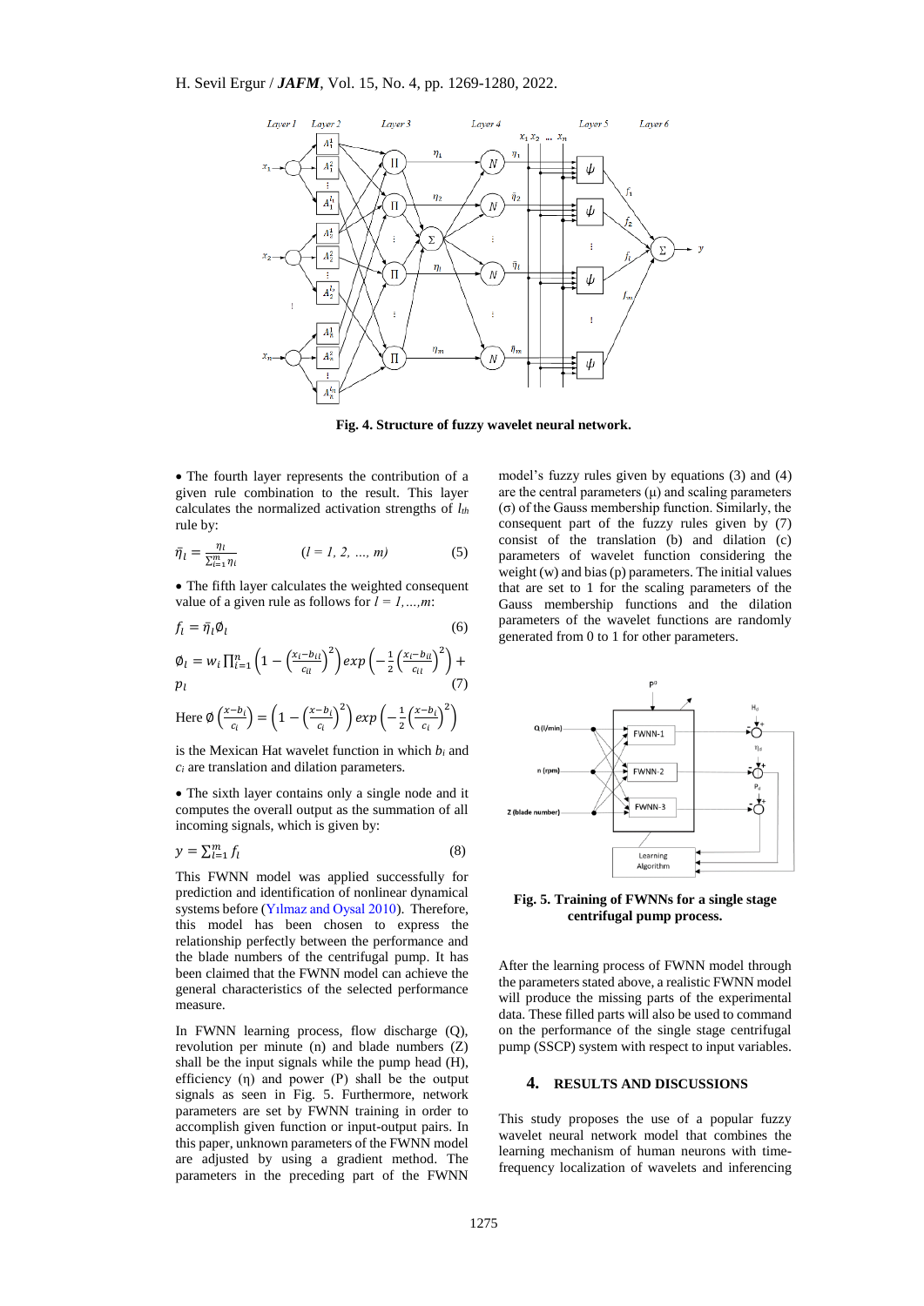**Fig. 4. Structure of fuzzy wavelet neural network.**

- The fourth layer represents the contribution of a given rule combination to the result. This layer calculates the normalized activation strengths of $l_{th}$ rule by:

$$\bar{\eta}_l = \frac{\eta_l}{\sum_{l=1}^{m} \eta_l} \qquad (l = 1, 2, \ldots, m) \tag{5}$$

- The fifth layer calculates the weighted consequent value of a given rule as follows for $l = 1,\ldots,m$:

$$f_l = \bar{\eta}_l \phi_l \tag{6}$$

$$\phi_l = w_i \prod_{i=1}^{n} \left(1 - \left(\frac{x_i - b_{il}}{c_{il}}\right)^2\right) exp\left(-\frac{1}{2}\left(\frac{x_i - b_{il}}{c_{il}}\right)^2\right) + p_l \tag{7}$$

Here $\phi\left(\frac{x-b_i}{c_i}\right) = \left(1 - \left(\frac{x-b_i}{c_i}\right)^2\right) exp\left(-\frac{1}{2}\left(\frac{x-b_i}{c_i}\right)^2\right)$

is the Mexican Hat wavelet function in which $b_i$ and $c_i$ are translation and dilation parameters.

- The sixth layer contains only a single node and it computes the overall output as the summation of all incoming signals, which is given by:

$$y = \sum_{l=1}^{m} f_l \tag{8}$$

This FWNN model was applied successfully for prediction and identification of nonlinear dynamical systems before (Yılmaz and Oysal 2010). Therefore, this model has been chosen to express the relationship perfectly between the performance and the blade numbers of the centrifugal pump. It has been claimed that the FWNN model can achieve the general characteristics of the selected performance measure.

In FWNN learning process, flow discharge (Q), revolution per minute (n) and blade numbers (Z) shall be the input signals while the pump head (H), efficiency (η) and power (P) shall be the output signals as seen in Fig. 5. Furthermore, network parameters are set by FWNN training in order to accomplish given function or input-output pairs. In this paper, unknown parameters of the FWNN model are adjusted by using a gradient method. The parameters in the preceding part of the FWNN model's fuzzy rules given by equations (3) and (4) are the central parameters (μ) and scaling parameters (σ) of the Gauss membership function. Similarly, the consequent part of the fuzzy rules given by (7) consist of the translation (b) and dilation (c) parameters of wavelet function considering the weight (w) and bias (p) parameters. The initial values that are set to 1 for the scaling parameters of the Gauss membership functions and the dilation parameters of the wavelet functions are randomly generated from 0 to 1 for other parameters.

**Fig. 5. Training of FWNNs for a single stage centrifugal pump process.**

After the learning process of FWNN model through the parameters stated above, a realistic FWNN model will produce the missing parts of the experimental data. These filled parts will also be used to command on the performance of the single stage centrifugal pump (SSCP) system with respect to input variables.

## 4. RESULTS AND DISCUSSIONS

This study proposes the use of a popular fuzzy wavelet neural network model that combines the learning mechanism of human neurons with time-frequency localization of wavelets and inferencing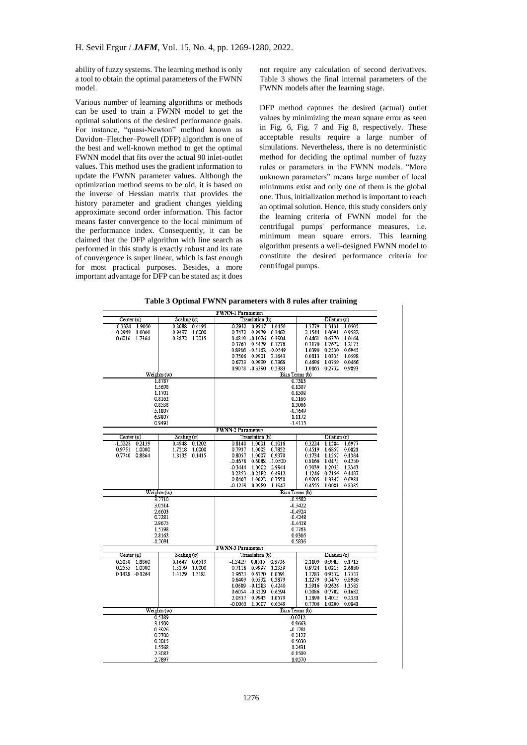ability of fuzzy systems. The learning method is only a tool to obtain the optimal parameters of the FWNN model.

Various number of learning algorithms or methods can be used to train a FWNN model to get the optimal solutions of the desired performance goals. For instance, "quasi-Newton" method known as Davidon–Fletcher–Powell (DFP) algorithm is one of the best and well-known method to get the optimal FWNN model that fits over the actual 90 inlet-outlet values. This method uses the gradient information to update the FWNN parameter values. Although the optimization method seems to be old, it is based on the inverse of Hessian matrix that provides the history parameter and gradient changes yielding approximate second order information. This factor means faster convergence to the local minimum of the performance index. Consequently, it can be claimed that the DFP algorithm with line search as performed in this study is exactly robust and its rate of convergence is super linear, which is fast enough for most practical purposes. Besides, a more important advantage for DFP can be stated as; it does not require any calculation of second derivatives. Table 3 shows the final internal parameters of the FWNN models after the learning stage.

DFP method captures the desired (actual) outlet values by minimizing the mean square error as seen in Fig. 6, Fig. 7 and Fig 8, respectively. These acceptable results require a large number of simulations. Nevertheless, there is no deterministic method for deciding the optimal number of fuzzy rules or parameters in the FWNN models. "More unknown parameters" means large number of local minimums exist and only one of them is the global one. Thus, initialization method is important to reach an optimal solution. Hence, this study considers only the learning criteria of FWNN model for the centrifugal pumps' performance measures, i.e. minimum mean square errors. This learning algorithm presents a well-designed FWNN model to constitute the desired performance criteria for centrifugal pumps.

**Table 3 Optimal FWNN parameters with 8 rules after training**

| FWNN-1 Parameters | | | | | | | | | |
|---|---|---|---|---|---|---|---|---|---|
| Center (μ) | | Scaling (σ) | | Translation (b) | | | Dilation (c) | | |
| 0.3324 | 1.9050 | 0.2088 | 0.4195 | -0.2932 | 0.9817 | 1.6456 | 1.3779 | 1.3131 | 1.0505 |
| -0.2949 | 1.0000 | 0.9497 | 1.0000 | 0.7472 | 0.9979 | 0.3462 | 2.1544 | 1.0091 | 0.9582 |
| 0.6016 | 1.7364 | 0.3872 | 1.2015 | 0.4819 | -0.1026 | 0.3804 | 0.4461 | 0.6370 | 1.0164 |
| | | | | 0.3765 | 0.3479 | 0.1276 | 0.3170 | 1.2672 | 1.2175 |
| | | | | 0.8986 | -0.3162 | -0.0549 | 1.0390 | 0.2530 | 0.6945 |
| | | | | 0.7506 | 0.9901 | 2.1643 | 0.0813 | 1.0335 | 1.0598 |
| | | | | 0.6723 | 0.9999 | 0.7366 | 0.4696 | 1.0759 | 0.0466 |
| | | | | 0.9078 | -0.3350 | 0.5383 | 1.0865 | 0.2732 | 0.9893 |
| Weights (w) | | | | Bias Terms (b) | | | | | |
| 1.8787 | | | | 0.7313 | | | | | |
| 1.5698 | | | | 0.8307 | | | | | |
| 1.1701 | | | | 0.8508 | | | | | |
| 0.8162 | | | | 0.3166 | | | | | |
| 0.8538 | | | | 1.3066 | | | | | |
| 5.1807 | | | | -0.7649 | | | | | |
| 6.9807 | | | | 1.1172 | | | | | |
| 0.9491 | | | | -1.4115 | | | | | |
| **FWNN-2 Parameters** | | | | | | | | | |
| Center (μ) | | Scaling (σ) | | Translation (b) | | | Dilation (c) | | |
| -1.5228 | 0.2139 | 0.4948 | 0.1202 | 0.8140 | 1.0001 | 0.1016 | 0.3224 | 1.1584 | 1.6977 |
| 0.9751 | 1.0000 | 1.7218 | 1.0000 | 0.7937 | 1.0003 | 0.7852 | 0.4519 | 1.6857 | 0.0821 |
| 0.7740 | 0.8864 | 1.8135 | 0.1415 | 0.8057 | 1.0007 | 0.9370 | 0.1734 | 1.1557 | 0.1384 |
| | | | | -0.4578 | 0.6088 | -1.0500 | 0.8166 | 1.0475 | 0.4250 |
| | | | | -0.3444 | 1.0002 | 2.9944 | 0.3039 | 1.2053 | 1.2343 |
| | | | | 0.2253 | -0.2382 | 0.4912 | 1.1246 | 0.7156 | 0.4487 |
| | | | | 0.8407 | 1.0022 | 0.7550 | 0.9205 | 1.3347 | 0.6981 |
| | | | | -0.1259 | 0.9989 | 1.1947 | 0.4555 | 1.0081 | 0.8385 |
| Weights (w) | | | | Bias Terms (b) | | | | | |
| 3.7710 | | | | -0.5582 | | | | | |
| 3.0514 | | | | -0.3422 | | | | | |
| 2.6603 | | | | -0.4924 | | | | | |
| 0.7281 | | | | -0.4248 | | | | | |
| 2.9675 | | | | -0.4418 | | | | | |
| 1.5198 | | | | 0.7763 | | | | | |
| 2.8162 | | | | 0.0316 | | | | | |
| -1.7091 | | | | 0.5836 | | | | | |
| **FWNN-3 Parameters** | | | | | | | | | |
| Center (μ) | | Scaling (σ) | | Translation (b) | | | Dilation (c) | | |
| 0.3038 | 1.8860 | 0.1647 | 0.6519 | -1.3429 | 0.8515 | 0.8706 | 2.1109 | 0.9985 | 0.1715 |
| 0.2555 | 1.0000 | 1.3279 | 1.0000 | 0.7118 | 0.9997 | 1.2359 | 0.9724 | 1.0218 | 2.6880 |
| 0.1428 | -0.1264 | 1.4129 | 1.3181 | 1.9623 | 0.6770 | 0.0591 | 1.5283 | 0.9552 | 1.7557 |
| | | | | 0.6409 | 0.0592 | 0.3879 | 1.1279 | 0.5470 | 0.8980 |
| | | | | 1.0689 | -0.1283 | 0.4240 | 1.5916 | 0.2626 | 1.3585 |
| | | | | 0.6054 | -0.3329 | 0.6594 | 0.2086 | 0.7702 | 0.1682 |
| | | | | 2.0357 | 0.9945 | 1.0579 | 1.2890 | 1.4013 | 0.2331 |
| | | | | -0.0063 | 1.0007 | 0.6549 | 0.7706 | 1.0200 | 0.0841 |
| Weights (w) | | | | Bias Terms (b) | | | | | |
| 0.5389 | | | | -0.0712 | | | | | |
| 3.1509 | | | | 0.9663 | | | | | |
| 0.3926 | | | | -0.1781 | | | | | |
| 0.7700 | | | | 0.2127 | | | | | |
| 0.2015 | | | | 0.5030 | | | | | |
| 1.5568 | | | | 1.2431 | | | | | |
| 2.3082 | | | | 0.8509 | | | | | |
| 2.7897 | | | | 1.0570 | | | | | |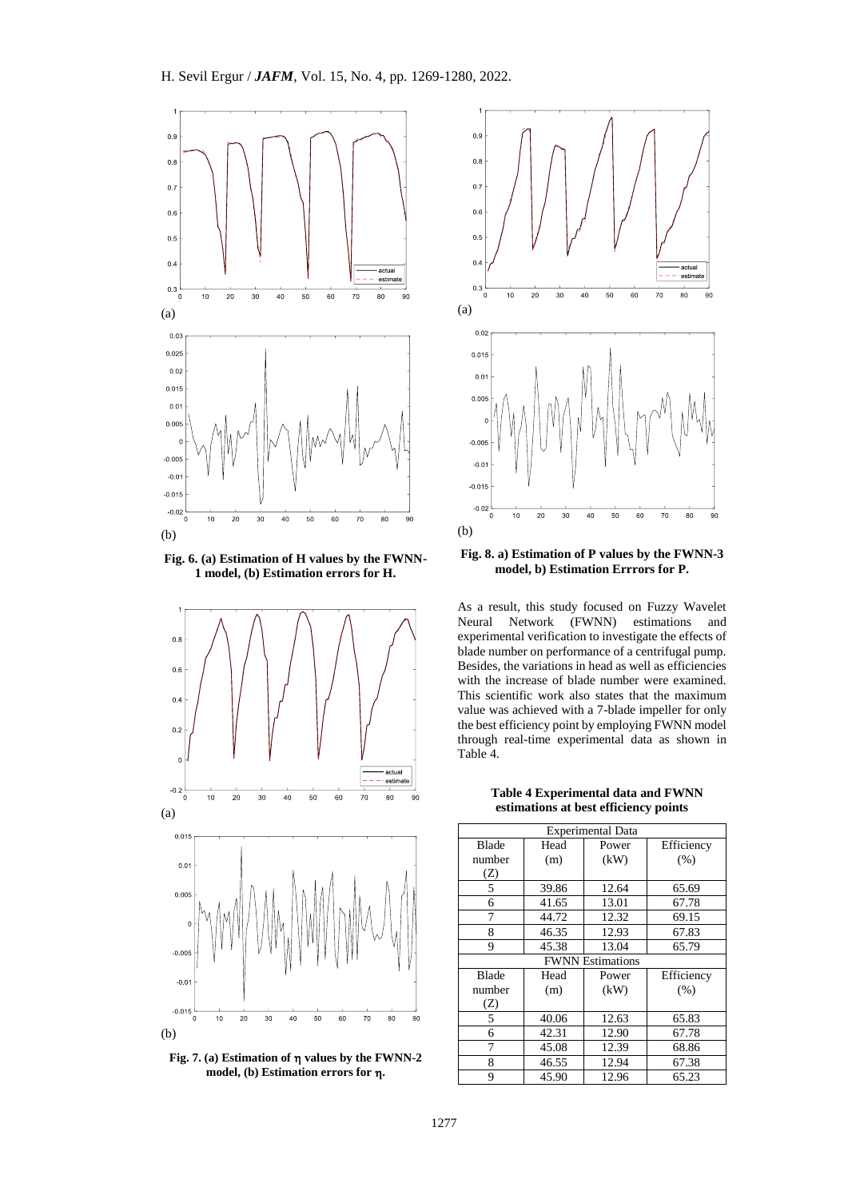**Fig. 6. (a) Estimation of H values by the FWNN-1 model, (b) Estimation errors for H.**

**Fig. 7. (a) Estimation of η values by the FWNN-2 model, (b) Estimation errors for η.**

**Fig. 8. a) Estimation of P values by the FWNN-3 model, b) Estimation Errrors for P.**

As a result, this study focused on Fuzzy Wavelet Neural Network (FWNN) estimations and experimental verification to investigate the effects of blade number on performance of a centrifugal pump. Besides, the variations in head as well as efficiencies with the increase of blade number were examined. This scientific work also states that the maximum value was achieved with a 7-blade impeller for only the best efficiency point by employing FWNN model through real-time experimental data as shown in Table 4.

**Table 4 Experimental data and FWNN estimations at best efficiency points**

| Experimental Data | | | |
|---|---|---|---|
| Blade number (Z) | Head (m) | Power (kW) | Efficiency (%) |
| 5 | 39.86 | 12.64 | 65.69 |
| 6 | 41.65 | 13.01 | 67.78 |
| 7 | 44.72 | 12.32 | 69.15 |
| 8 | 46.35 | 12.93 | 67.83 |
| 9 | 45.38 | 13.04 | 65.79 |
| **FWNN Estimations** | | | |
| Blade number (Z) | Head (m) | Power (kW) | Efficiency (%) |
| 5 | 40.06 | 12.63 | 65.83 |
| 6 | 42.31 | 12.90 | 67.78 |
| 7 | 45.08 | 12.39 | 68.86 |
| 8 | 46.55 | 12.94 | 67.38 |
| 9 | 45.90 | 12.96 | 65.23 |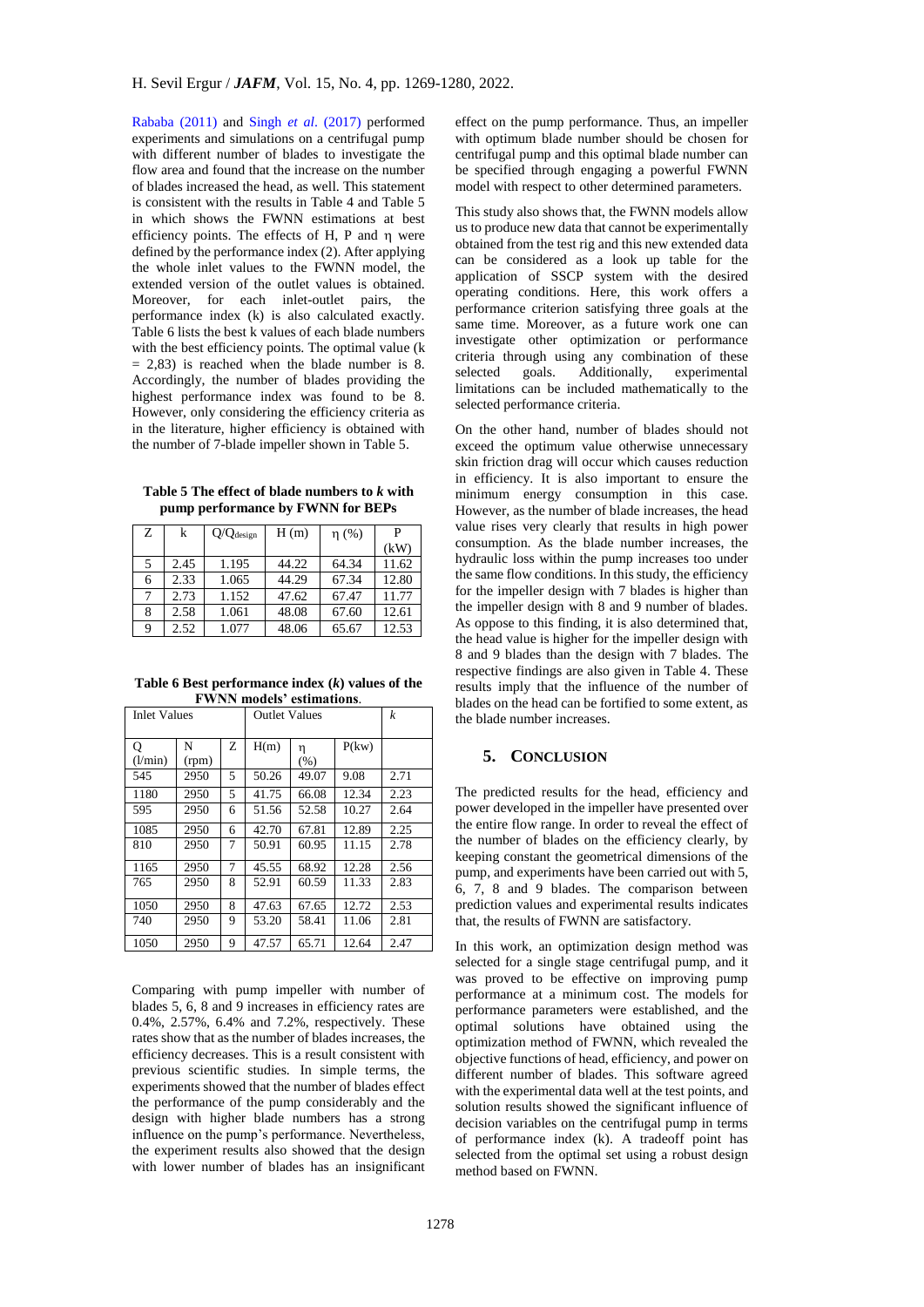Rababa (2011) and Singh *et al*. (2017) performed experiments and simulations on a centrifugal pump with different number of blades to investigate the flow area and found that the increase on the number of blades increased the head, as well. This statement is consistent with the results in Table 4 and Table 5 in which shows the FWNN estimations at best efficiency points. The effects of H, P and η were defined by the performance index (2). After applying the whole inlet values to the FWNN model, the extended version of the outlet values is obtained. Moreover, for each inlet-outlet pairs, the performance index (k) is also calculated exactly. Table 6 lists the best k values of each blade numbers with the best efficiency points. The optimal value (k = 2,83) is reached when the blade number is 8. Accordingly, the number of blades providing the highest performance index was found to be 8. However, only considering the efficiency criteria as in the literature, higher efficiency is obtained with the number of 7-blade impeller shown in Table 5.

**Table 5 The effect of blade numbers to *k* with pump performance by FWNN for BEPs**

| Z | k | $Q/Q_{design}$ | H (m) | η (%) | P (kW) |
|---|---|---|---|---|---|
| 5 | 2.45 | 1.195 | 44.22 | 64.34 | 11.62 |
| 6 | 2.33 | 1.065 | 44.29 | 67.34 | 12.80 |
| 7 | 2.73 | 1.152 | 47.62 | 67.47 | 11.77 |
| 8 | 2.58 | 1.061 | 48.08 | 67.60 | 12.61 |
| 9 | 2.52 | 1.077 | 48.06 | 65.67 | 12.53 |

**Table 6 Best performance index (*k*) values of the FWNN models' estimations**.

| Inlet Values | | | Outlet Values | | | *k* |
|---|---|---|---|---|---|---|
| Q (l/min) | N (rpm) | Z | H(m) | η (%) | P(kw) | |
| 545 | 2950 | 5 | 50.26 | 49.07 | 9.08 | 2.71 |
| 1180 | 2950 | 5 | 41.75 | 66.08 | 12.34 | 2.23 |
| 595 | 2950 | 6 | 51.56 | 52.58 | 10.27 | 2.64 |
| 1085 | 2950 | 6 | 42.70 | 67.81 | 12.89 | 2.25 |
| 810 | 2950 | 7 | 50.91 | 60.95 | 11.15 | 2.78 |
| 1165 | 2950 | 7 | 45.55 | 68.92 | 12.28 | 2.56 |
| 765 | 2950 | 8 | 52.91 | 60.59 | 11.33 | 2.83 |
| 1050 | 2950 | 8 | 47.63 | 67.65 | 12.72 | 2.53 |
| 740 | 2950 | 9 | 53.20 | 58.41 | 11.06 | 2.81 |
| 1050 | 2950 | 9 | 47.57 | 65.71 | 12.64 | 2.47 |

Comparing with pump impeller with number of blades 5, 6, 8 and 9 increases in efficiency rates are 0.4%, 2.57%, 6.4% and 7.2%, respectively. These rates show that as the number of blades increases, the efficiency decreases. This is a result consistent with previous scientific studies. In simple terms, the experiments showed that the number of blades effect the performance of the pump considerably and the design with higher blade numbers has a strong influence on the pump's performance. Nevertheless, the experiment results also showed that the design with lower number of blades has an insignificant effect on the pump performance. Thus, an impeller with optimum blade number should be chosen for centrifugal pump and this optimal blade number can be specified through engaging a powerful FWNN model with respect to other determined parameters.

This study also shows that, the FWNN models allow us to produce new data that cannot be experimentally obtained from the test rig and this new extended data can be considered as a look up table for the application of SSCP system with the desired operating conditions. Here, this work offers a performance criterion satisfying three goals at the same time. Moreover, as a future work one can investigate other optimization or performance criteria through using any combination of these selected goals. Additionally, experimental limitations can be included mathematically to the selected performance criteria.

On the other hand, number of blades should not exceed the optimum value otherwise unnecessary skin friction drag will occur which causes reduction in efficiency. It is also important to ensure the minimum energy consumption in this case. However, as the number of blade increases, the head value rises very clearly that results in high power consumption. As the blade number increases, the hydraulic loss within the pump increases too under the same flow conditions. In this study, the efficiency for the impeller design with 7 blades is higher than the impeller design with 8 and 9 number of blades. As oppose to this finding, it is also determined that, the head value is higher for the impeller design with 8 and 9 blades than the design with 7 blades. The respective findings are also given in Table 4. These results imply that the influence of the number of blades on the head can be fortified to some extent, as the blade number increases.

## 5. CONCLUSION

The predicted results for the head, efficiency and power developed in the impeller have presented over the entire flow range. In order to reveal the effect of the number of blades on the efficiency clearly, by keeping constant the geometrical dimensions of the pump, and experiments have been carried out with 5, 6, 7, 8 and 9 blades. The comparison between prediction values and experimental results indicates that, the results of FWNN are satisfactory.

In this work, an optimization design method was selected for a single stage centrifugal pump, and it was proved to be effective on improving pump performance at a minimum cost. The models for performance parameters were established, and the optimal solutions have obtained using the optimization method of FWNN, which revealed the objective functions of head, efficiency, and power on different number of blades. This software agreed with the experimental data well at the test points, and solution results showed the significant influence of decision variables on the centrifugal pump in terms of performance index (k). A tradeoff point has selected from the optimal set using a robust design method based on FWNN.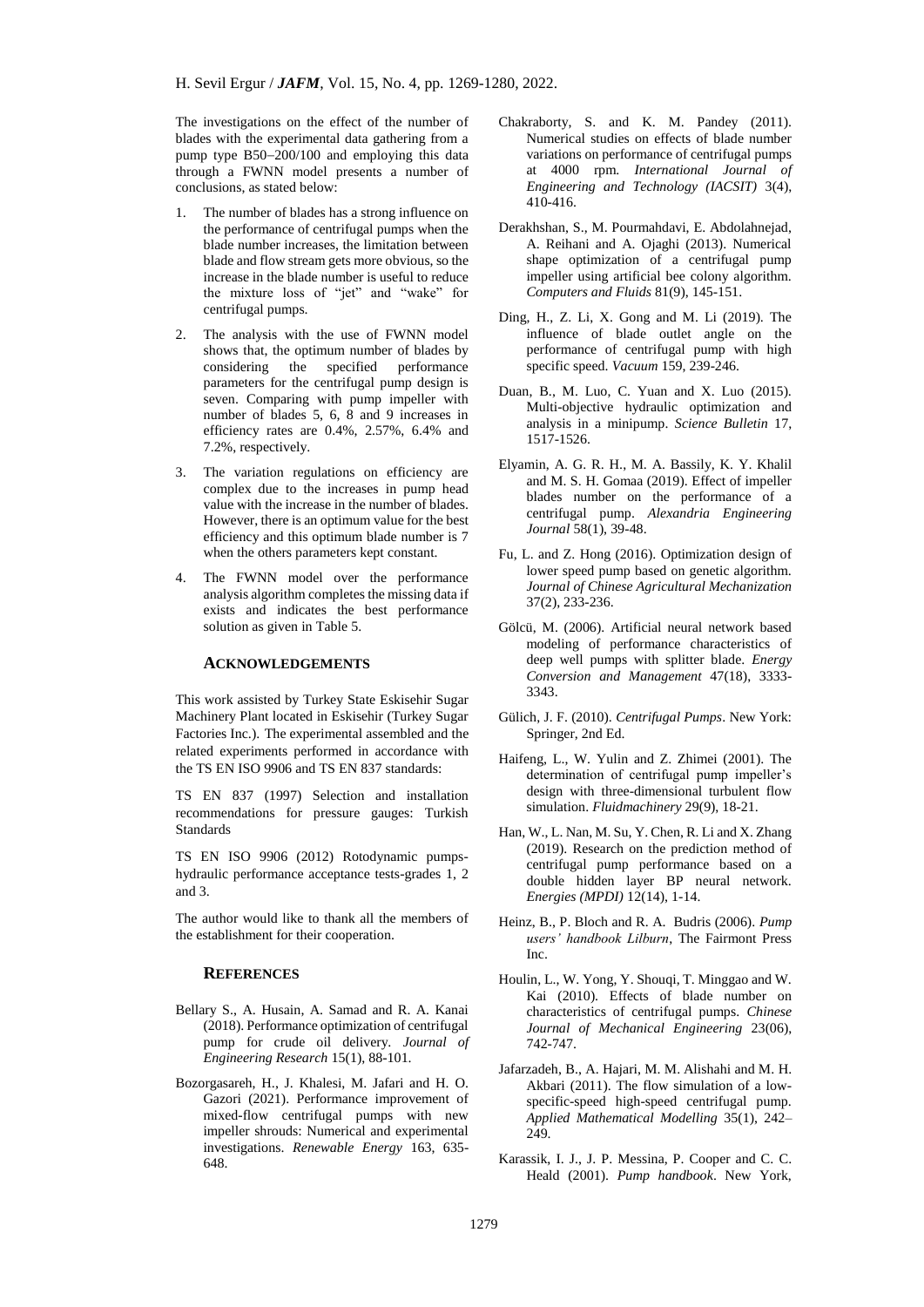The investigations on the effect of the number of blades with the experimental data gathering from a pump type B50–200/100 and employing this data through a FWNN model presents a number of conclusions, as stated below:

1. The number of blades has a strong influence on the performance of centrifugal pumps when the blade number increases, the limitation between blade and flow stream gets more obvious, so the increase in the blade number is useful to reduce the mixture loss of "jet" and "wake" for centrifugal pumps.
2. The analysis with the use of FWNN model shows that, the optimum number of blades by considering the specified performance parameters for the centrifugal pump design is seven. Comparing with pump impeller with number of blades 5, 6, 8 and 9 increases in efficiency rates are 0.4%, 2.57%, 6.4% and 7.2%, respectively.
3. The variation regulations on efficiency are complex due to the increases in pump head value with the increase in the number of blades. However, there is an optimum value for the best efficiency and this optimum blade number is 7 when the others parameters kept constant.
4. The FWNN model over the performance analysis algorithm completes the missing data if exists and indicates the best performance solution as given in Table 5.

## ACKNOWLEDGEMENTS

This work assisted by Turkey State Eskisehir Sugar Machinery Plant located in Eskisehir (Turkey Sugar Factories Inc.). The experimental assembled and the related experiments performed in accordance with the TS EN ISO 9906 and TS EN 837 standards:

TS EN 837 (1997) Selection and installation recommendations for pressure gauges: Turkish Standards

TS EN ISO 9906 (2012) Rotodynamic pumps-hydraulic performance acceptance tests-grades 1, 2 and 3.

The author would like to thank all the members of the establishment for their cooperation.

## REFERENCES

Bellary S., A. Husain, A. Samad and R. A. Kanai (2018). Performance optimization of centrifugal pump for crude oil delivery. *Journal of Engineering Research* 15(1), 88-101.

Bozorgasareh, H., J. Khalesi, M. Jafari and H. O. Gazori (2021). Performance improvement of mixed-flow centrifugal pumps with new impeller shrouds: Numerical and experimental investigations. *Renewable Energy* 163, 635-648.

Chakraborty, S. and K. M. Pandey (2011). Numerical studies on effects of blade number variations on performance of centrifugal pumps at 4000 rpm. *International Journal of Engineering and Technology (IACSIT)* 3(4), 410-416.

Derakhshan, S., M. Pourmahdavi, E. Abdolahnejad, A. Reihani and A. Ojaghi (2013). Numerical shape optimization of a centrifugal pump impeller using artificial bee colony algorithm. *Computers and Fluids* 81(9), 145-151.

Ding, H., Z. Li, X. Gong and M. Li (2019). The influence of blade outlet angle on the performance of centrifugal pump with high specific speed. *Vacuum* 159, 239-246.

Duan, B., M. Luo, C. Yuan and X. Luo (2015). Multi-objective hydraulic optimization and analysis in a minipump. *Science Bulletin* 17, 1517-1526.

Elyamin, A. G. R. H., M. A. Bassily, K. Y. Khalil and M. S. H. Gomaa (2019). Effect of impeller blades number on the performance of a centrifugal pump. *Alexandria Engineering Journal* 58(1), 39-48.

Fu, L. and Z. Hong (2016). Optimization design of lower speed pump based on genetic algorithm. *Journal of Chinese Agricultural Mechanization* 37(2), 233-236.

Gölcü, M. (2006). Artificial neural network based modeling of performance characteristics of deep well pumps with splitter blade. *Energy Conversion and Management* 47(18), 3333-3343.

Gülich, J. F. (2010). *Centrifugal Pumps*. New York: Springer, 2nd Ed.

Haifeng, L., W. Yulin and Z. Zhimei (2001). The determination of centrifugal pump impeller's design with three-dimensional turbulent flow simulation. *Fluidmachinery* 29(9), 18-21.

Han, W., L. Nan, M. Su, Y. Chen, R. Li and X. Zhang (2019). Research on the prediction method of centrifugal pump performance based on a double hidden layer BP neural network. *Energies (MPDI)* 12(14), 1-14.

Heinz, B., P. Bloch and R. A. Budris (2006). *Pump users' handbook Lilburn*, The Fairmont Press Inc.

Houlin, L., W. Yong, Y. Shouqi, T. Minggao and W. Kai (2010). Effects of blade number on characteristics of centrifugal pumps. *Chinese Journal of Mechanical Engineering* 23(06), 742-747.

Jafarzadeh, B., A. Hajari, M. M. Alishahi and M. H. Akbari (2011). The flow simulation of a low-specific-speed high-speed centrifugal pump. *Applied Mathematical Modelling* 35(1), 242–249.

Karassik, I. J., J. P. Messina, P. Cooper and C. C. Heald (2001). *Pump handbook*. New York,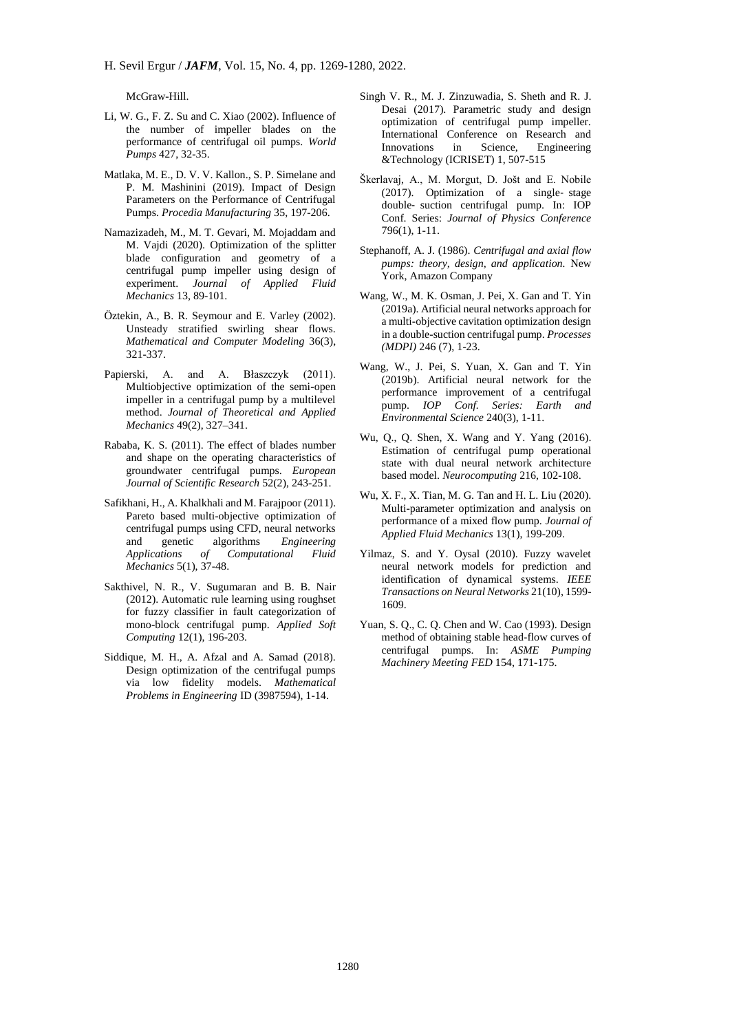McGraw-Hill.

Li, W. G., F. Z. Su and C. Xiao (2002). Influence of the number of impeller blades on the performance of centrifugal oil pumps. *World Pumps* 427, 32-35.

Matlaka, M. E., D. V. V. Kallon., S. P. Simelane and P. M. Mashinini (2019). Impact of Design Parameters on the Performance of Centrifugal Pumps. *Procedia Manufacturing* 35, 197-206.

Namazizadeh, M., M. T. Gevari, M. Mojaddam and M. Vajdi (2020). Optimization of the splitter blade configuration and geometry of a centrifugal pump impeller using design of experiment. *Journal of Applied Fluid Mechanics* 13, 89-101.

Öztekin, A., B. R. Seymour and E. Varley (2002). Unsteady stratified swirling shear flows. *Mathematical and Computer Modeling* 36(3), 321-337.

Papierski, A. and A. Błaszczyk (2011). Multiobjective optimization of the semi-open impeller in a centrifugal pump by a multilevel method. *Journal of Theoretical and Applied Mechanics* 49(2), 327–341.

Rababa, K. S. (2011). The effect of blades number and shape on the operating characteristics of groundwater centrifugal pumps. *European Journal of Scientific Research* 52(2), 243-251.

Safikhani, H., A. Khalkhali and M. Farajpoor (2011). Pareto based multi-objective optimization of centrifugal pumps using CFD, neural networks and genetic algorithms *Engineering Applications of Computational Fluid Mechanics* 5(1), 37-48.

Sakthivel, N. R., V. Sugumaran and B. B. Nair (2012). Automatic rule learning using roughset for fuzzy classifier in fault categorization of mono-block centrifugal pump. *Applied Soft Computing* 12(1), 196-203.

Siddique, M. H., A. Afzal and A. Samad (2018). Design optimization of the centrifugal pumps via low fidelity models. *Mathematical Problems in Engineering* ID (3987594), 1-14.

Singh V. R., M. J. Zinzuwadia, S. Sheth and R. J. Desai (2017). Parametric study and design optimization of centrifugal pump impeller. International Conference on Research and Innovations in Science, Engineering &Technology (ICRISET) 1, 507-515

Škerlavaj, A., M. Morgut, D. Jošt and E. Nobile (2017). Optimization of a single- stage double- suction centrifugal pump. In: IOP Conf. Series: *Journal of Physics Conference* 796(1), 1-11.

Stephanoff, A. J. (1986). *Centrifugal and axial flow pumps: theory, design, and application*. New York, Amazon Company

Wang, W., M. K. Osman, J. Pei, X. Gan and T. Yin (2019a). Artificial neural networks approach for a multi-objective cavitation optimization design in a double-suction centrifugal pump. *Processes (MDPI)* 246 (7), 1-23.

Wang, W., J. Pei, S. Yuan, X. Gan and T. Yin (2019b). Artificial neural network for the performance improvement of a centrifugal pump. *IOP Conf. Series: Earth and Environmental Science* 240(3), 1-11.

Wu, Q., Q. Shen, X. Wang and Y. Yang (2016). Estimation of centrifugal pump operational state with dual neural network architecture based model. *Neurocomputing* 216, 102-108.

Wu, X. F., X. Tian, M. G. Tan and H. L. Liu (2020). Multi-parameter optimization and analysis on performance of a mixed flow pump. *Journal of Applied Fluid Mechanics* 13(1), 199-209.

Yilmaz, S. and Y. Oysal (2010). Fuzzy wavelet neural network models for prediction and identification of dynamical systems. *IEEE Transactions on Neural Networks* 21(10), 1599-1609.

Yuan, S. Q., C. Q. Chen and W. Cao (1993). Design method of obtaining stable head-flow curves of centrifugal pumps. In: *ASME Pumping Machinery Meeting FED* 154, 171-175.